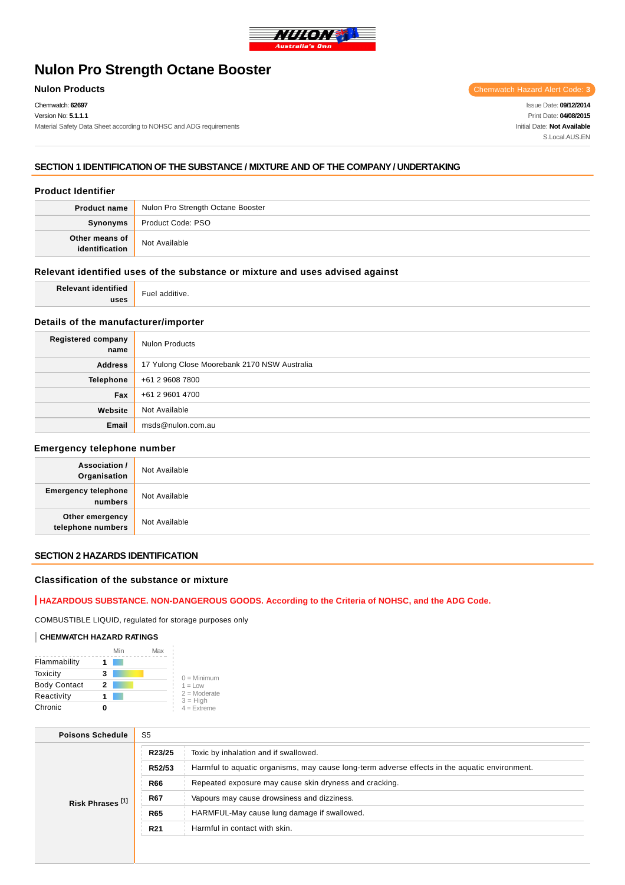# Nulon Pro Strength Octane Booster

**Nulon Products**

Chemwatch Hazard Alert Code: **3**

Chemwatch: **62697**
Version No: **5.1.1.1**
Material Safety Data Sheet according to NOHSC and ADG requirements

Issue Date: **09/12/2014**
Print Date: **04/08/2015**
Initial Date: **Not Available**
S.Local.AUS.EN

## SECTION 1 IDENTIFICATION OF THE SUBSTANCE / MIXTURE AND OF THE COMPANY / UNDERTAKING

### Product Identifier

| | |
|---|---|
| **Product name** | Nulon Pro Strength Octane Booster |
| **Synonyms** | Product Code: PSO |
| **Other means of identification** | Not Available |

### Relevant identified uses of the substance or mixture and uses advised against

| | |
|---|---|
| **Relevant identified uses** | Fuel additive. |

### Details of the manufacturer/importer

| | |
|---|---|
| **Registered company name** | Nulon Products |
| **Address** | 17 Yulong Close Moorebank 2170 NSW Australia |
| **Telephone** | +61 2 9608 7800 |
| **Fax** | +61 2 9601 4700 |
| **Website** | Not Available |
| **Email** | msds@nulon.com.au |

### Emergency telephone number

| | |
|---|---|
| **Association / Organisation** | Not Available |
| **Emergency telephone numbers** | Not Available |
| **Other emergency telephone numbers** | Not Available |

## SECTION 2 HAZARDS IDENTIFICATION

### Classification of the substance or mixture

**HAZARDOUS SUBSTANCE. NON-DANGEROUS GOODS. According to the Criteria of NOHSC, and the ADG Code.**

COMBUSTIBLE LIQUID, regulated for storage purposes only

**CHEMWATCH HAZARD RATINGS**

| | Rating |
|---|---|
| Flammability | 1 |
| Toxicity | 3 |
| Body Contact | 2 |
| Reactivity | 1 |
| Chronic | 0 |

0 = Minimum
1 = Low
2 = Moderate
3 = High
4 = Extreme

| | |
|---|---|
| **Poisons Schedule** | S5 |

**Risk Phrases [1]**

| | |
|---|---|
| **R23/25** | Toxic by inhalation and if swallowed. |
| **R52/53** | Harmful to aquatic organisms, may cause long-term adverse effects in the aquatic environment. |
| **R66** | Repeated exposure may cause skin dryness and cracking. |
| **R67** | Vapours may cause drowsiness and dizziness. |
| **R65** | HARMFUL-May cause lung damage if swallowed. |
| **R21** | Harmful in contact with skin. |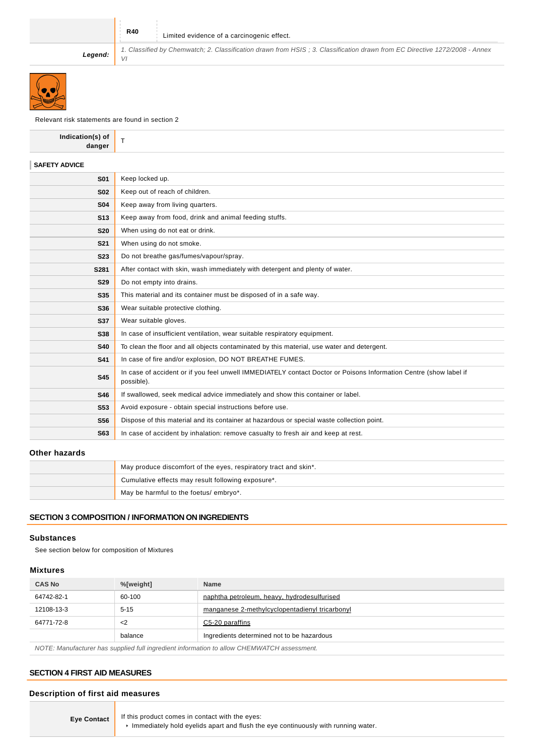|  | R40 | Limited evidence of a carcinogenic effect. |
|---|---|---|
| **Legend:** | *1. Classified by Chemwatch; 2. Classification drawn from HSIS ; 3. Classification drawn from EC Directive 1272/2008 - Annex VI* | |

Relevant risk statements are found in section 2

| **Indication(s) of danger** | T |
|---|---|

**SAFETY ADVICE**

| | |
|---|---|
| **S01** | Keep locked up. |
| **S02** | Keep out of reach of children. |
| **S04** | Keep away from living quarters. |
| **S13** | Keep away from food, drink and animal feeding stuffs. |
| **S20** | When using do not eat or drink. |
| **S21** | When using do not smoke. |
| **S23** | Do not breathe gas/fumes/vapour/spray. |
| **S281** | After contact with skin, wash immediately with detergent and plenty of water. |
| **S29** | Do not empty into drains. |
| **S35** | This material and its container must be disposed of in a safe way. |
| **S36** | Wear suitable protective clothing. |
| **S37** | Wear suitable gloves. |
| **S38** | In case of insufficient ventilation, wear suitable respiratory equipment. |
| **S40** | To clean the floor and all objects contaminated by this material, use water and detergent. |
| **S41** | In case of fire and/or explosion, DO NOT BREATHE FUMES. |
| **S45** | In case of accident or if you feel unwell IMMEDIATELY contact Doctor or Poisons Information Centre (show label if possible). |
| **S46** | If swallowed, seek medical advice immediately and show this container or label. |
| **S53** | Avoid exposure - obtain special instructions before use. |
| **S56** | Dispose of this material and its container at hazardous or special waste collection point. |
| **S63** | In case of accident by inhalation: remove casualty to fresh air and keep at rest. |

### Other hazards

| | |
|---|---|
| | May produce discomfort of the eyes, respiratory tract and skin*. |
| | Cumulative effects may result following exposure*. |
| | May be harmful to the foetus/ embryo*. |

## SECTION 3 COMPOSITION / INFORMATION ON INGREDIENTS

### Substances

See section below for composition of Mixtures

### Mixtures

| CAS No | %[weight] | Name |
|---|---|---|
| 64742-82-1 | 60-100 | naphtha petroleum, heavy, hydrodesulfurised |
| 12108-13-3 | 5-15 | manganese 2-methylcyclopentadienyl tricarbonyl |
| 64771-72-8 | <2 | C5-20 paraffins |
| | balance | Ingredients determined not to be hazardous |

*NOTE: Manufacturer has supplied full ingredient information to allow CHEMWATCH assessment.*

## SECTION 4 FIRST AID MEASURES

### Description of first aid measures

| **Eye Contact** | If this product comes in contact with the eyes:<br>- Immediately hold eyelids apart and flush the eye continuously with running water. |
|---|---|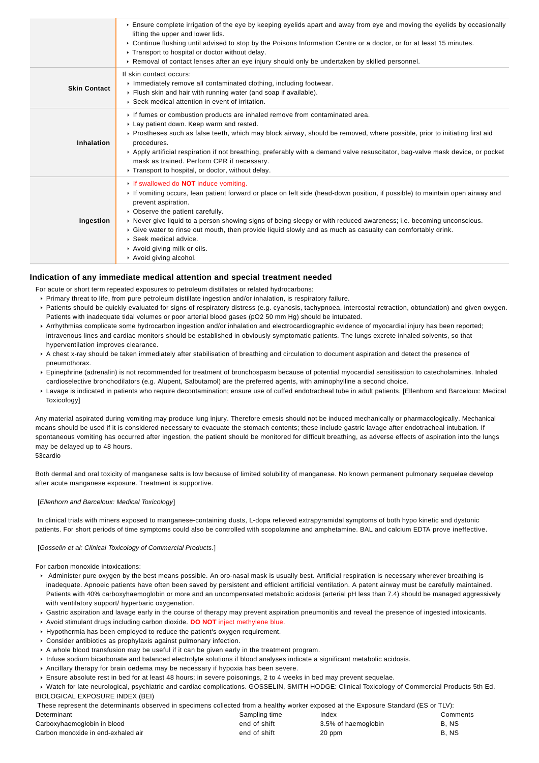| | |
|---|---|
| | ‣ Ensure complete irrigation of the eye by keeping eyelids apart and away from eye and moving the eyelids by occasionally lifting the upper and lower lids.<br>‣ Continue flushing until advised to stop by the Poisons Information Centre or a doctor, or for at least 15 minutes.<br>‣ Transport to hospital or doctor without delay.<br>‣ Removal of contact lenses after an eye injury should only be undertaken by skilled personnel. |
| **Skin Contact** | If skin contact occurs:<br>‣ Immediately remove all contaminated clothing, including footwear.<br>‣ Flush skin and hair with running water (and soap if available).<br>‣ Seek medical attention in event of irritation. |
| **Inhalation** | ‣ If fumes or combustion products are inhaled remove from contaminated area.<br>‣ Lay patient down. Keep warm and rested.<br>‣ Prostheses such as false teeth, which may block airway, should be removed, where possible, prior to initiating first aid procedures.<br>‣ Apply artificial respiration if not breathing, preferably with a demand valve resuscitator, bag-valve mask device, or pocket mask as trained. Perform CPR if necessary.<br>‣ Transport to hospital, or doctor, without delay. |
| **Ingestion** | ‣ If swallowed do **NOT** induce vomiting.<br>‣ If vomiting occurs, lean patient forward or place on left side (head-down position, if possible) to maintain open airway and prevent aspiration.<br>‣ Observe the patient carefully.<br>‣ Never give liquid to a person showing signs of being sleepy or with reduced awareness; i.e. becoming unconscious.<br>‣ Give water to rinse out mouth, then provide liquid slowly and as much as casualty can comfortably drink.<br>‣ Seek medical advice.<br>‣ Avoid giving milk or oils.<br>‣ Avoid giving alcohol. |

### Indication of any immediate medical attention and special treatment needed

For acute or short term repeated exposures to petroleum distillates or related hydrocarbons:

- Primary threat to life, from pure petroleum distillate ingestion and/or inhalation, is respiratory failure.
- Patients should be quickly evaluated for signs of respiratory distress (e.g. cyanosis, tachypnoea, intercostal retraction, obtundation) and given oxygen. Patients with inadequate tidal volumes or poor arterial blood gases (pO2 50 mm Hg) should be intubated.
- Arrhythmias complicate some hydrocarbon ingestion and/or inhalation and electrocardiographic evidence of myocardial injury has been reported; intravenous lines and cardiac monitors should be established in obviously symptomatic patients. The lungs excrete inhaled solvents, so that hyperventilation improves clearance.
- A chest x-ray should be taken immediately after stabilisation of breathing and circulation to document aspiration and detect the presence of pneumothorax.
- Epinephrine (adrenalin) is not recommended for treatment of bronchospasm because of potential myocardial sensitisation to catecholamines. Inhaled cardioselective bronchodilators (e.g. Alupent, Salbutamol) are the preferred agents, with aminophylline a second choice.
- Lavage is indicated in patients who require decontamination; ensure use of cuffed endotracheal tube in adult patients. [Ellenhorn and Barceloux: Medical Toxicology]

Any material aspirated during vomiting may produce lung injury. Therefore emesis should not be induced mechanically or pharmacologically. Mechanical means should be used if it is considered necessary to evacuate the stomach contents; these include gastric lavage after endotracheal intubation. If spontaneous vomiting has occurred after ingestion, the patient should be monitored for difficult breathing, as adverse effects of aspiration into the lungs may be delayed up to 48 hours.
53cardio

Both dermal and oral toxicity of manganese salts is low because of limited solubility of manganese. No known permanent pulmonary sequelae develop after acute manganese exposure. Treatment is supportive.

[*Ellenhorn and Barceloux: Medical Toxicology*]

In clinical trials with miners exposed to manganese-containing dusts, L-dopa relieved extrapyramidal symptoms of both hypo kinetic and dystonic patients. For short periods of time symptoms could also be controlled with scopolamine and amphetamine. BAL and calcium EDTA prove ineffective.

[*Gosselin et al: Clinical Toxicology of Commercial Products.*]

For carbon monoxide intoxications:

- Administer pure oxygen by the best means possible. An oro-nasal mask is usually best. Artificial respiration is necessary wherever breathing is inadequate. Apnoeic patients have often been saved by persistent and efficient artificial ventilation. A patent airway must be carefully maintained. Patients with 40% carboxyhaemoglobin or more and an uncompensated metabolic acidosis (arterial pH less than 7.4) should be managed aggressively with ventilatory support/ hyperbaric oxygenation.
- Gastric aspiration and lavage early in the course of therapy may prevent aspiration pneumonitis and reveal the presence of ingested intoxicants.
- Avoid stimulant drugs including carbon dioxide. **DO NOT** inject methylene blue.
- Hypothermia has been employed to reduce the patient's oxygen requirement.
- Consider antibiotics as prophylaxis against pulmonary infection.
- A whole blood transfusion may be useful if it can be given early in the treatment program.
- Infuse sodium bicarbonate and balanced electrolyte solutions if blood analyses indicate a significant metabolic acidosis.
- Ancillary therapy for brain oedema may be necessary if hypoxia has been severe.
- Ensure absolute rest in bed for at least 48 hours; in severe poisonings, 2 to 4 weeks in bed may prevent sequelae.
- Watch for late neurological, psychiatric and cardiac complications. GOSSELIN, SMITH HODGE: Clinical Toxicology of Commercial Products 5th Ed.

BIOLOGICAL EXPOSURE INDEX (BEI)

These represent the determinants observed in specimens collected from a healthy worker exposed at the Exposure Standard (ES or TLV):

| Determinant | Sampling time | Index | Comments |
|---|---|---|---|
| Carboxyhaemoglobin in blood | end of shift | 3.5% of haemoglobin | B, NS |
| Carbon monoxide in end-exhaled air | end of shift | 20 ppm | B, NS |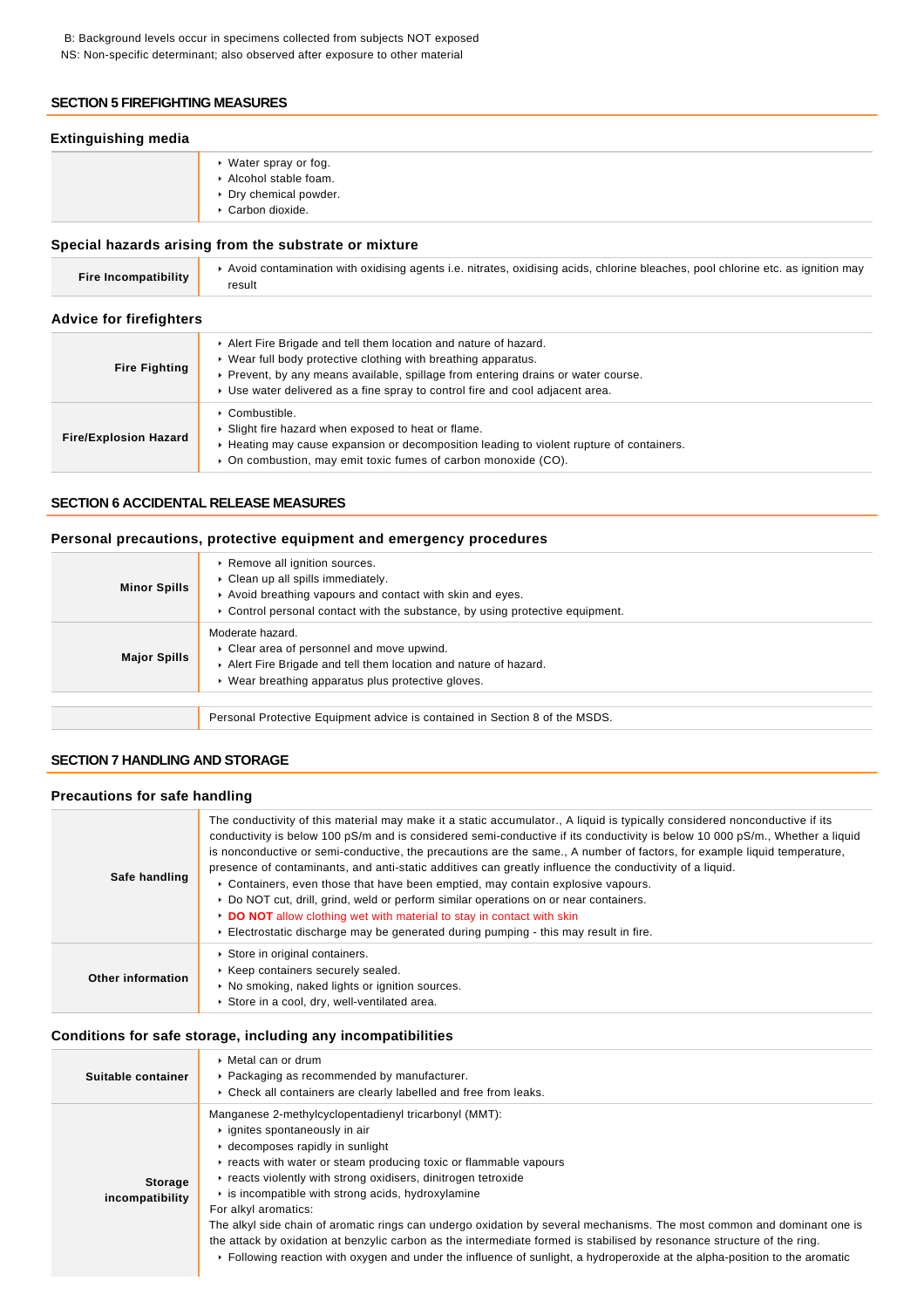B: Background levels occur in specimens collected from subjects NOT exposed
NS: Non-specific determinant; also observed after exposure to other material

## SECTION 5 FIREFIGHTING MEASURES

### Extinguishing media

| | |
|---|---|
| | ▸ Water spray or fog.<br>▸ Alcohol stable foam.<br>▸ Dry chemical powder.<br>▸ Carbon dioxide. |

### Special hazards arising from the substrate or mixture

| | |
|---|---|
| **Fire Incompatibility** | ▸ Avoid contamination with oxidising agents i.e. nitrates, oxidising acids, chlorine bleaches, pool chlorine etc. as ignition may result |

### Advice for firefighters

| | |
|---|---|
| **Fire Fighting** | ▸ Alert Fire Brigade and tell them location and nature of hazard.<br>▸ Wear full body protective clothing with breathing apparatus.<br>▸ Prevent, by any means available, spillage from entering drains or water course.<br>▸ Use water delivered as a fine spray to control fire and cool adjacent area. |
| **Fire/Explosion Hazard** | ▸ Combustible.<br>▸ Slight fire hazard when exposed to heat or flame.<br>▸ Heating may cause expansion or decomposition leading to violent rupture of containers.<br>▸ On combustion, may emit toxic fumes of carbon monoxide (CO). |

## SECTION 6 ACCIDENTAL RELEASE MEASURES

### Personal precautions, protective equipment and emergency procedures

| | |
|---|---|
| **Minor Spills** | ▸ Remove all ignition sources.<br>▸ Clean up all spills immediately.<br>▸ Avoid breathing vapours and contact with skin and eyes.<br>▸ Control personal contact with the substance, by using protective equipment. |
| **Major Spills** | Moderate hazard.<br>▸ Clear area of personnel and move upwind.<br>▸ Alert Fire Brigade and tell them location and nature of hazard.<br>▸ Wear breathing apparatus plus protective gloves. |

| | |
|---|---|
| | Personal Protective Equipment advice is contained in Section 8 of the MSDS. |

## SECTION 7 HANDLING AND STORAGE

### Precautions for safe handling

| | |
|---|---|
| **Safe handling** | The conductivity of this material may make it a static accumulator., A liquid is typically considered nonconductive if its conductivity is below 100 pS/m and is considered semi-conductive if its conductivity is below 10 000 pS/m., Whether a liquid is nonconductive or semi-conductive, the precautions are the same., A number of factors, for example liquid temperature, presence of contaminants, and anti-static additives can greatly influence the conductivity of a liquid.<br>▸ Containers, even those that have been emptied, may contain explosive vapours.<br>▸ Do NOT cut, drill, grind, weld or perform similar operations on or near containers.<br>▸ **DO NOT** allow clothing wet with material to stay in contact with skin<br>▸ Electrostatic discharge may be generated during pumping - this may result in fire. |
| **Other information** | ▸ Store in original containers.<br>▸ Keep containers securely sealed.<br>▸ No smoking, naked lights or ignition sources.<br>▸ Store in a cool, dry, well-ventilated area. |

### Conditions for safe storage, including any incompatibilities

| | |
|---|---|
| **Suitable container** | ▸ Metal can or drum<br>▸ Packaging as recommended by manufacturer.<br>▸ Check all containers are clearly labelled and free from leaks. |
| **Storage incompatibility** | Manganese 2-methylcyclopentadienyl tricarbonyl (MMT):<br>▸ ignites spontaneously in air<br>▸ decomposes rapidly in sunlight<br>▸ reacts with water or steam producing toxic or flammable vapours<br>▸ reacts violently with strong oxidisers, dinitrogen tetroxide<br>▸ is incompatible with strong acids, hydroxylamine<br>For alkyl aromatics:<br>The alkyl side chain of aromatic rings can undergo oxidation by several mechanisms. The most common and dominant one is the attack by oxidation at benzylic carbon as the intermediate formed is stabilised by resonance structure of the ring.<br>▸ Following reaction with oxygen and under the influence of sunlight, a hydroperoxide at the alpha-position to the aromatic |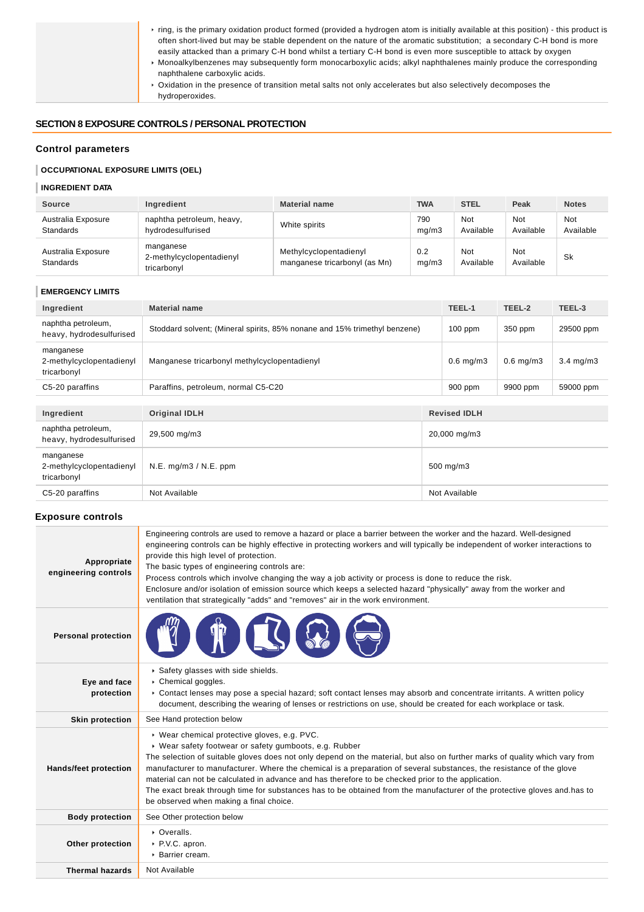|  |  |
|---|---|
|  | ‣ ring, is the primary oxidation product formed (provided a hydrogen atom is initially available at this position) - this product is often short-lived but may be stable dependent on the nature of the aromatic substitution; a secondary C-H bond is more easily attacked than a primary C-H bond whilst a tertiary C-H bond is even more susceptible to attack by oxygen<br>‣ Monoalkylbenzenes may subsequently form monocarboxylic acids; alkyl naphthalenes mainly produce the corresponding naphthalene carboxylic acids.<br>‣ Oxidation in the presence of transition metal salts not only accelerates but also selectively decomposes the hydroperoxides. |

## SECTION 8 EXPOSURE CONTROLS / PERSONAL PROTECTION

### Control parameters

#### OCCUPATIONAL EXPOSURE LIMITS (OEL)

#### INGREDIENT DATA

| Source | Ingredient | Material name | TWA | STEL | Peak | Notes |
|---|---|---|---|---|---|---|
| Australia Exposure Standards | naphtha petroleum, heavy, hydrodesulfurised | White spirits | 790 mg/m3 | Not Available | Not Available | Not Available |
| Australia Exposure Standards | manganese 2-methylcyclopentadienyl tricarbonyl | Methylcyclopentadienyl manganese tricarbonyl (as Mn) | 0.2 mg/m3 | Not Available | Not Available | Sk |

#### EMERGENCY LIMITS

| Ingredient | Material name | TEEL-1 | TEEL-2 | TEEL-3 |
|---|---|---|---|---|
| naphtha petroleum, heavy, hydrodesulfurised | Stoddard solvent; (Mineral spirits, 85% nonane and 15% trimethyl benzene) | 100 ppm | 350 ppm | 29500 ppm |
| manganese 2-methylcyclopentadienyl tricarbonyl | Manganese tricarbonyl methylcyclopentadienyl | 0.6 mg/m3 | 0.6 mg/m3 | 3.4 mg/m3 |
| C5-20 paraffins | Paraffins, petroleum, normal C5-C20 | 900 ppm | 9900 ppm | 59000 ppm |

| Ingredient | Original IDLH | Revised IDLH |
|---|---|---|
| naphtha petroleum, heavy, hydrodesulfurised | 29,500 mg/m3 | 20,000 mg/m3 |
| manganese 2-methylcyclopentadienyl tricarbonyl | N.E. mg/m3 / N.E. ppm | 500 mg/m3 |
| C5-20 paraffins | Not Available | Not Available |

### Exposure controls

|  |  |
|---|---|
| **Appropriate engineering controls** | Engineering controls are used to remove a hazard or place a barrier between the worker and the hazard. Well-designed engineering controls can be highly effective in protecting workers and will typically be independent of worker interactions to provide this high level of protection.<br>The basic types of engineering controls are:<br>Process controls which involve changing the way a job activity or process is done to reduce the risk.<br>Enclosure and/or isolation of emission source which keeps a selected hazard "physically" away from the worker and ventilation that strategically "adds" and "removes" air in the work environment. |
| **Personal protection** |  |
| **Eye and face protection** | ‣ Safety glasses with side shields.<br>‣ Chemical goggles.<br>‣ Contact lenses may pose a special hazard; soft contact lenses may absorb and concentrate irritants. A written policy document, describing the wearing of lenses or restrictions on use, should be created for each workplace or task. |
| **Skin protection** | See Hand protection below |
| **Hands/feet protection** | ‣ Wear chemical protective gloves, e.g. PVC.<br>‣ Wear safety footwear or safety gumboots, e.g. Rubber<br>The selection of suitable gloves does not only depend on the material, but also on further marks of quality which vary from manufacturer to manufacturer. Where the chemical is a preparation of several substances, the resistance of the glove material can not be calculated in advance and has therefore to be checked prior to the application.<br>The exact break through time for substances has to be obtained from the manufacturer of the protective gloves and.has to be observed when making a final choice. |
| **Body protection** | See Other protection below |
| **Other protection** | ‣ Overalls.<br>‣ P.V.C. apron.<br>‣ Barrier cream. |
| **Thermal hazards** | Not Available |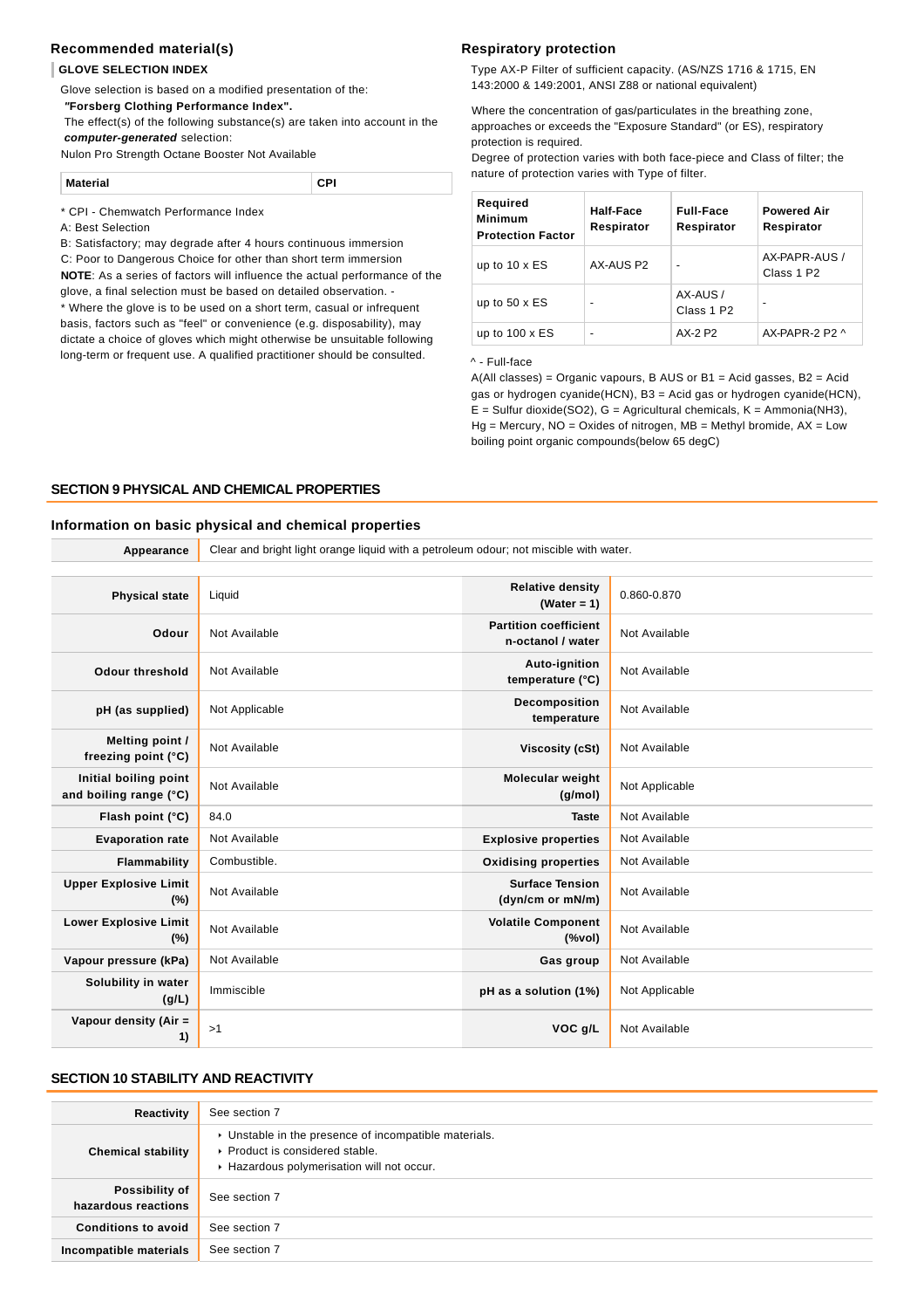### Recommended material(s)

**GLOVE SELECTION INDEX**

Glove selection is based on a modified presentation of the:

***"Forsberg Clothing Performance Index".***

The effect(s) of the following substance(s) are taken into account in the ***computer-generated*** selection:

Nulon Pro Strength Octane Booster Not Available

| Material | CPI |
| --- | --- |

\* CPI - Chemwatch Performance Index

A: Best Selection

B: Satisfactory; may degrade after 4 hours continuous immersion

C: Poor to Dangerous Choice for other than short term immersion

**NOTE**: As a series of factors will influence the actual performance of the glove, a final selection must be based on detailed observation. -

\* Where the glove is to be used on a short term, casual or infrequent basis, factors such as "feel" or convenience (e.g. disposability), may dictate a choice of gloves which might otherwise be unsuitable following long-term or frequent use. A qualified practitioner should be consulted.

### Respiratory protection

Type AX-P Filter of sufficient capacity. (AS/NZS 1716 & 1715, EN 143:2000 & 149:2001, ANSI Z88 or national equivalent)

Where the concentration of gas/particulates in the breathing zone, approaches or exceeds the "Exposure Standard" (or ES), respiratory protection is required.

Degree of protection varies with both face-piece and Class of filter; the nature of protection varies with Type of filter.

| Required Minimum Protection Factor | Half-Face Respirator | Full-Face Respirator | Powered Air Respirator |
| --- | --- | --- | --- |
| up to 10 x ES | AX-AUS P2 | - | AX-PAPR-AUS / Class 1 P2 |
| up to 50 x ES | - | AX-AUS / Class 1 P2 | - |
| up to 100 x ES | - | AX-2 P2 | AX-PAPR-2 P2 ^ |

^ - Full-face

A(All classes) = Organic vapours, B AUS or B1 = Acid gasses, B2 = Acid gas or hydrogen cyanide(HCN), B3 = Acid gas or hydrogen cyanide(HCN), E = Sulfur dioxide($SO_2$), G = Agricultural chemicals, K = Ammonia($NH_3$), Hg = Mercury, NO = Oxides of nitrogen, MB = Methyl bromide, AX = Low boiling point organic compounds(below 65 degC)

## SECTION 9 PHYSICAL AND CHEMICAL PROPERTIES

### Information on basic physical and chemical properties

| **Appearance** | Clear and bright light orange liquid with a petroleum odour; not miscible with water. | | |
| --- | --- | --- | --- |
| **Physical state** | Liquid | **Relative density (Water = 1)** | 0.860-0.870 |
| **Odour** | Not Available | **Partition coefficient n-octanol / water** | Not Available |
| **Odour threshold** | Not Available | **Auto-ignition temperature (°C)** | Not Available |
| **pH (as supplied)** | Not Applicable | **Decomposition temperature** | Not Available |
| **Melting point / freezing point (°C)** | Not Available | **Viscosity (cSt)** | Not Available |
| **Initial boiling point and boiling range (°C)** | Not Available | **Molecular weight (g/mol)** | Not Applicable |
| **Flash point (°C)** | 84.0 | **Taste** | Not Available |
| **Evaporation rate** | Not Available | **Explosive properties** | Not Available |
| **Flammability** | Combustible. | **Oxidising properties** | Not Available |
| **Upper Explosive Limit (%)** | Not Available | **Surface Tension (dyn/cm or mN/m)** | Not Available |
| **Lower Explosive Limit (%)** | Not Available | **Volatile Component (%vol)** | Not Available |
| **Vapour pressure (kPa)** | Not Available | **Gas group** | Not Available |
| **Solubility in water (g/L)** | Immiscible | **pH as a solution (1%)** | Not Applicable |
| **Vapour density (Air = 1)** | >1 | **VOC g/L** | Not Available |

## SECTION 10 STABILITY AND REACTIVITY

| **Reactivity** | See section 7 |
| --- | --- |
| **Chemical stability** | ‣ Unstable in the presence of incompatible materials.<br>‣ Product is considered stable.<br>‣ Hazardous polymerisation will not occur. |
| **Possibility of hazardous reactions** | See section 7 |
| **Conditions to avoid** | See section 7 |
| **Incompatible materials** | See section 7 |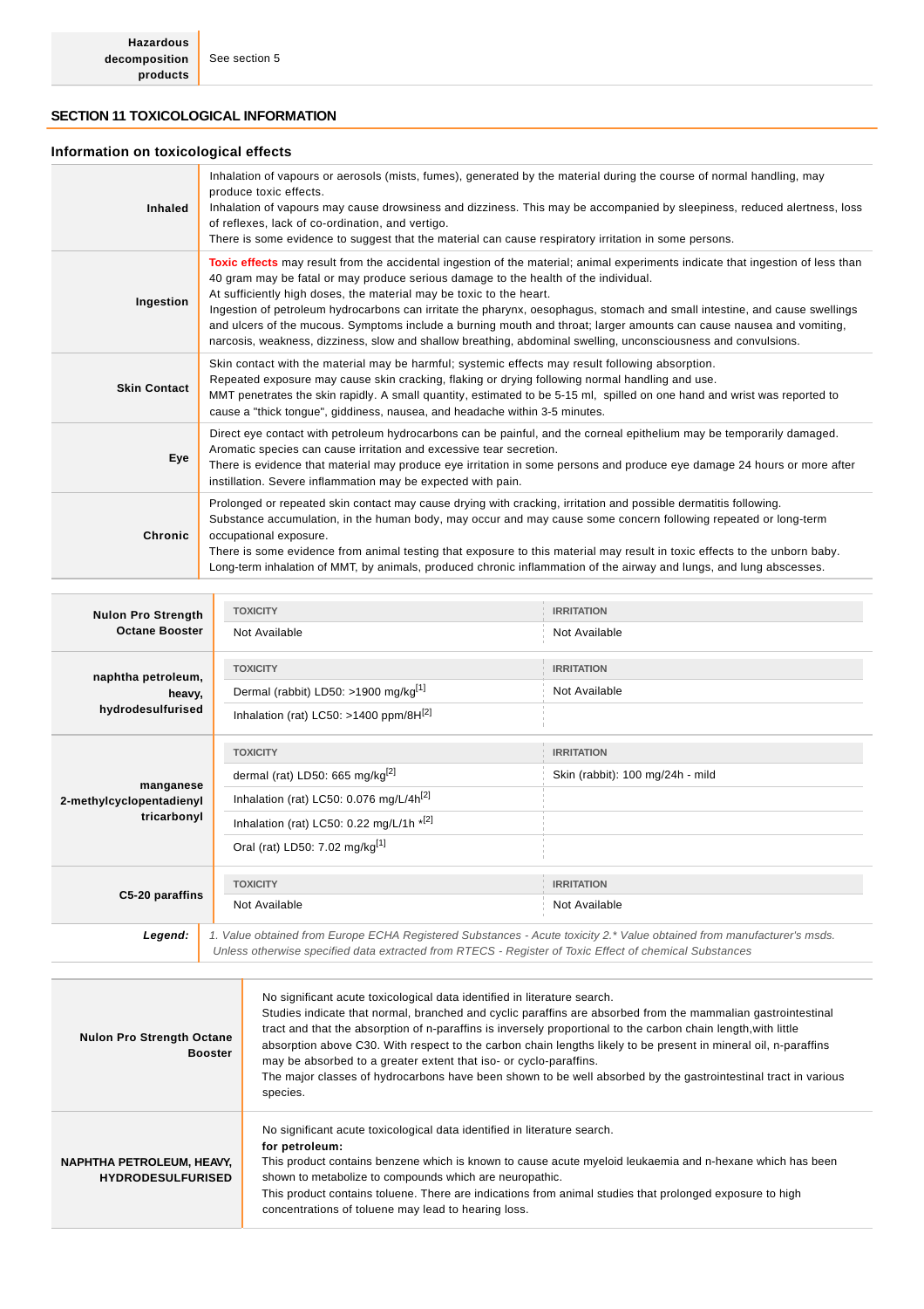| | |
|---|---|
| **Hazardous decomposition products** | See section 5 |

## SECTION 11 TOXICOLOGICAL INFORMATION

### Information on toxicological effects

| | |
|---|---|
| **Inhaled** | Inhalation of vapours or aerosols (mists, fumes), generated by the material during the course of normal handling, may produce toxic effects.<br>Inhalation of vapours may cause drowsiness and dizziness. This may be accompanied by sleepiness, reduced alertness, loss of reflexes, lack of co-ordination, and vertigo.<br>There is some evidence to suggest that the material can cause respiratory irritation in some persons. |
| **Ingestion** | Toxic effects may result from the accidental ingestion of the material; animal experiments indicate that ingestion of less than 40 gram may be fatal or may produce serious damage to the health of the individual.<br>At sufficiently high doses, the material may be toxic to the heart.<br>Ingestion of petroleum hydrocarbons can irritate the pharynx, oesophagus, stomach and small intestine, and cause swellings and ulcers of the mucous. Symptoms include a burning mouth and throat; larger amounts can cause nausea and vomiting, narcosis, weakness, dizziness, slow and shallow breathing, abdominal swelling, unconsciousness and convulsions. |
| **Skin Contact** | Skin contact with the material may be harmful; systemic effects may result following absorption.<br>Repeated exposure may cause skin cracking, flaking or drying following normal handling and use.<br>MMT penetrates the skin rapidly. A small quantity, estimated to be 5-15 ml, spilled on one hand and wrist was reported to cause a "thick tongue", giddiness, nausea, and headache within 3-5 minutes. |
| **Eye** | Direct eye contact with petroleum hydrocarbons can be painful, and the corneal epithelium may be temporarily damaged. Aromatic species can cause irritation and excessive tear secretion.<br>There is evidence that material may produce eye irritation in some persons and produce eye damage 24 hours or more after instillation. Severe inflammation may be expected with pain. |
| **Chronic** | Prolonged or repeated skin contact may cause drying with cracking, irritation and possible dermatitis following.<br>Substance accumulation, in the human body, may occur and may cause some concern following repeated or long-term occupational exposure.<br>There is some evidence from animal testing that exposure to this material may result in toxic effects to the unborn baby.<br>Long-term inhalation of MMT, by animals, produced chronic inflammation of the airway and lungs, and lung abscesses. |

| | TOXICITY | IRRITATION |
|---|---|---|
| **Nulon Pro Strength Octane Booster** | Not Available | Not Available |
| **naphtha petroleum, heavy, hydrodesulfurised** | Dermal (rabbit) LD50: >1900 mg/kg[1] | Not Available |
| | Inhalation (rat) LC50: >1400 ppm/8H[2] | |
| **manganese 2-methylcyclopentadienyl tricarbonyl** | dermal (rat) LD50: 665 mg/kg[2] | Skin (rabbit): 100 mg/24h - mild |
| | Inhalation (rat) LC50: 0.076 mg/L/4h[2] | |
| | Inhalation (rat) LC50: 0.22 mg/L/1h *[2] | |
| | Oral (rat) LD50: 7.02 mg/kg[1] | |
| **C5-20 paraffins** | Not Available | Not Available |
| ***Legend:*** | *1. Value obtained from Europe ECHA Registered Substances - Acute toxicity 2.* Value obtained from manufacturer's msds. Unless otherwise specified data extracted from RTECS - Register of Toxic Effect of chemical Substances* | |

| | |
|---|---|
| **Nulon Pro Strength Octane Booster** | No significant acute toxicological data identified in literature search.<br>Studies indicate that normal, branched and cyclic paraffins are absorbed from the mammalian gastrointestinal tract and that the absorption of n-paraffins is inversely proportional to the carbon chain length,with little absorption above C30. With respect to the carbon chain lengths likely to be present in mineral oil, n-paraffins may be absorbed to a greater extent that iso- or cyclo-paraffins.<br>The major classes of hydrocarbons have been shown to be well absorbed by the gastrointestinal tract in various species. |
| **NAPHTHA PETROLEUM, HEAVY, HYDRODESULFURISED** | No significant acute toxicological data identified in literature search.<br>**for petroleum:**<br>This product contains benzene which is known to cause acute myeloid leukaemia and n-hexane which has been shown to metabolize to compounds which are neuropathic.<br>This product contains toluene. There are indications from animal studies that prolonged exposure to high concentrations of toluene may lead to hearing loss. |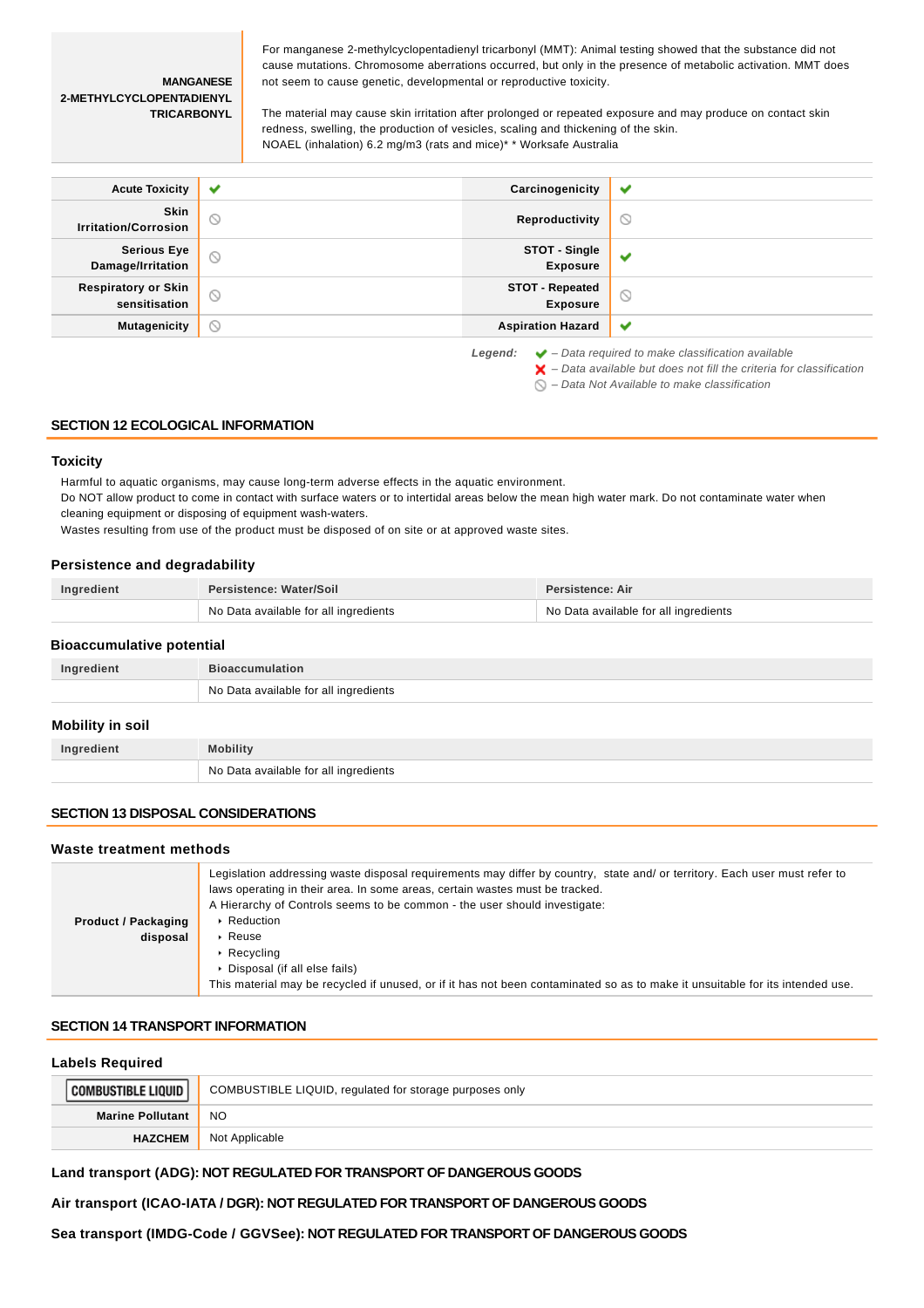| MANGANESE 2-METHYLCYCLOPENTADIENYL TRICARBONYL | For manganese 2-methylcyclopentadienyl tricarbonyl (MMT): Animal testing showed that the substance did not cause mutations. Chromosome aberrations occurred, but only in the presence of metabolic activation. MMT does not seem to cause genetic, developmental or reproductive toxicity.<br><br>The material may cause skin irritation after prolonged or repeated exposure and may produce on contact skin redness, swelling, the production of vesicles, scaling and thickening of the skin.<br>NOAEL (inhalation) 6.2 mg/m3 (rats and mice)* * Worksafe Australia |
|---|---|

| | | | |
|---|---|---|---|
| **Acute Toxicity** | ✔ | **Carcinogenicity** | ✔ |
| **Skin Irritation/Corrosion** | ⃠ | **Reproductivity** | ⃠ |
| **Serious Eye Damage/Irritation** | ⃠ | **STOT - Single Exposure** | ✔ |
| **Respiratory or Skin sensitisation** | ⃠ | **STOT - Repeated Exposure** | ⃠ |
| **Mutagenicity** | ⃠ | **Aspiration Hazard** | ✔ |

*Legend:*
- ✔ *– Data required to make classification available*
- ✘ *– Data available but does not fill the criteria for classification*
- ⃠ *– Data Not Available to make classification*

## SECTION 12 ECOLOGICAL INFORMATION

### Toxicity

Harmful to aquatic organisms, may cause long-term adverse effects in the aquatic environment.
Do NOT allow product to come in contact with surface waters or to intertidal areas below the mean high water mark. Do not contaminate water when cleaning equipment or disposing of equipment wash-waters.
Wastes resulting from use of the product must be disposed of on site or at approved waste sites.

### Persistence and degradability

| Ingredient | Persistence: Water/Soil | Persistence: Air |
|---|---|---|
| | No Data available for all ingredients | No Data available for all ingredients |

### Bioaccumulative potential

| Ingredient | Bioaccumulation |
|---|---|
| | No Data available for all ingredients |

### Mobility in soil

| Ingredient | Mobility |
|---|---|
| | No Data available for all ingredients |

## SECTION 13 DISPOSAL CONSIDERATIONS

### Waste treatment methods

| Product / Packaging disposal | Legislation addressing waste disposal requirements may differ by country, state and/ or territory. Each user must refer to laws operating in their area. In some areas, certain wastes must be tracked.<br>A Hierarchy of Controls seems to be common - the user should investigate:<br>‣ Reduction<br>‣ Reuse<br>‣ Recycling<br>‣ Disposal (if all else fails)<br>This material may be recycled if unused, or if it has not been contaminated so as to make it unsuitable for its intended use. |
|---|---|

## SECTION 14 TRANSPORT INFORMATION

### Labels Required

| | |
|---|---|
| COMBUSTIBLE LIQUID | COMBUSTIBLE LIQUID, regulated for storage purposes only |
| **Marine Pollutant** | NO |
| **HAZCHEM** | Not Applicable |

**Land transport (ADG): NOT REGULATED FOR TRANSPORT OF DANGEROUS GOODS**

**Air transport (ICAO-IATA / DGR): NOT REGULATED FOR TRANSPORT OF DANGEROUS GOODS**

**Sea transport (IMDG-Code / GGVSee): NOT REGULATED FOR TRANSPORT OF DANGEROUS GOODS**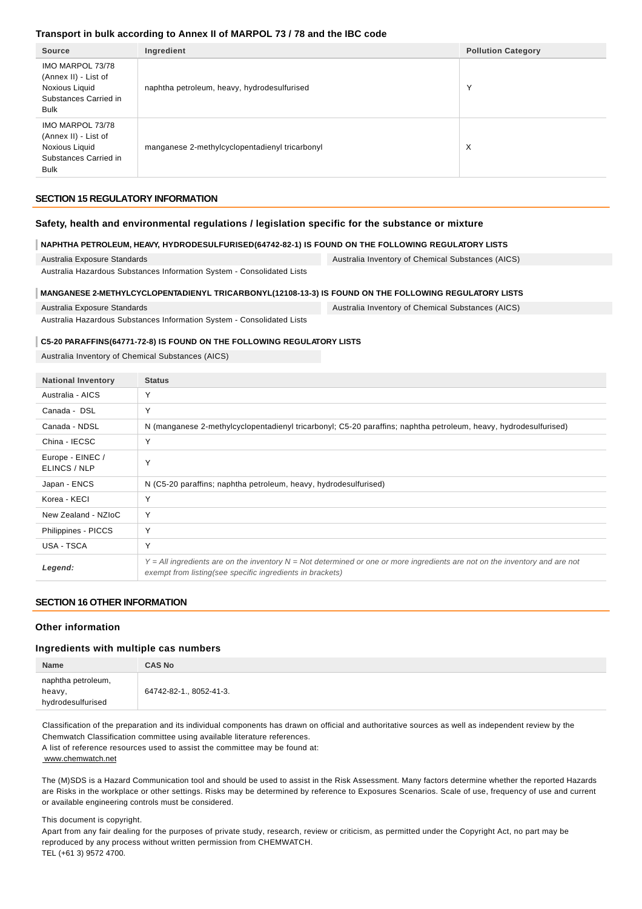### Transport in bulk according to Annex II of MARPOL 73 / 78 and the IBC code

| Source | Ingredient | Pollution Category |
|---|---|---|
| IMO MARPOL 73/78 (Annex II) - List of Noxious Liquid Substances Carried in Bulk | naphtha petroleum, heavy, hydrodesulfurised | Y |
| IMO MARPOL 73/78 (Annex II) - List of Noxious Liquid Substances Carried in Bulk | manganese 2-methylcyclopentadienyl tricarbonyl | X |

## SECTION 15 REGULATORY INFORMATION

### Safety, health and environmental regulations / legislation specific for the substance or mixture

**NAPHTHA PETROLEUM, HEAVY, HYDRODESULFURISED(64742-82-1) IS FOUND ON THE FOLLOWING REGULATORY LISTS**

| | |
|---|---|
| Australia Exposure Standards | Australia Inventory of Chemical Substances (AICS) |
| Australia Hazardous Substances Information System - Consolidated Lists | |

**MANGANESE 2-METHYLCYCLOPENTADIENYL TRICARBONYL(12108-13-3) IS FOUND ON THE FOLLOWING REGULATORY LISTS**

| | |
|---|---|
| Australia Exposure Standards | Australia Inventory of Chemical Substances (AICS) |
| Australia Hazardous Substances Information System - Consolidated Lists | |

**C5-20 PARAFFINS(64771-72-8) IS FOUND ON THE FOLLOWING REGULATORY LISTS**

Australia Inventory of Chemical Substances (AICS)

| National Inventory | Status |
|---|---|
| Australia - AICS | Y |
| Canada - DSL | Y |
| Canada - NDSL | N (manganese 2-methylcyclopentadienyl tricarbonyl; C5-20 paraffins; naphtha petroleum, heavy, hydrodesulfurised) |
| China - IECSC | Y |
| Europe - EINEC / ELINCS / NLP | Y |
| Japan - ENCS | N (C5-20 paraffins; naphtha petroleum, heavy, hydrodesulfurised) |
| Korea - KECI | Y |
| New Zealand - NZIoC | Y |
| Philippines - PICCS | Y |
| USA - TSCA | Y |
| ***Legend:*** | *Y = All ingredients are on the inventory N = Not determined or one or more ingredients are not on the inventory and are not exempt from listing(see specific ingredients in brackets)* |

## SECTION 16 OTHER INFORMATION

### Other information

### Ingredients with multiple cas numbers

| Name | CAS No |
|---|---|
| naphtha petroleum, heavy, hydrodesulfurised | 64742-82-1., 8052-41-3. |

Classification of the preparation and its individual components has drawn on official and authoritative sources as well as independent review by the Chemwatch Classification committee using available literature references.
A list of reference resources used to assist the committee may be found at:
www.chemwatch.net

The (M)SDS is a Hazard Communication tool and should be used to assist in the Risk Assessment. Many factors determine whether the reported Hazards are Risks in the workplace or other settings. Risks may be determined by reference to Exposures Scenarios. Scale of use, frequency of use and current or available engineering controls must be considered.

This document is copyright.
Apart from any fair dealing for the purposes of private study, research, review or criticism, as permitted under the Copyright Act, no part may be reproduced by any process without written permission from CHEMWATCH.
TEL (+61 3) 9572 4700.